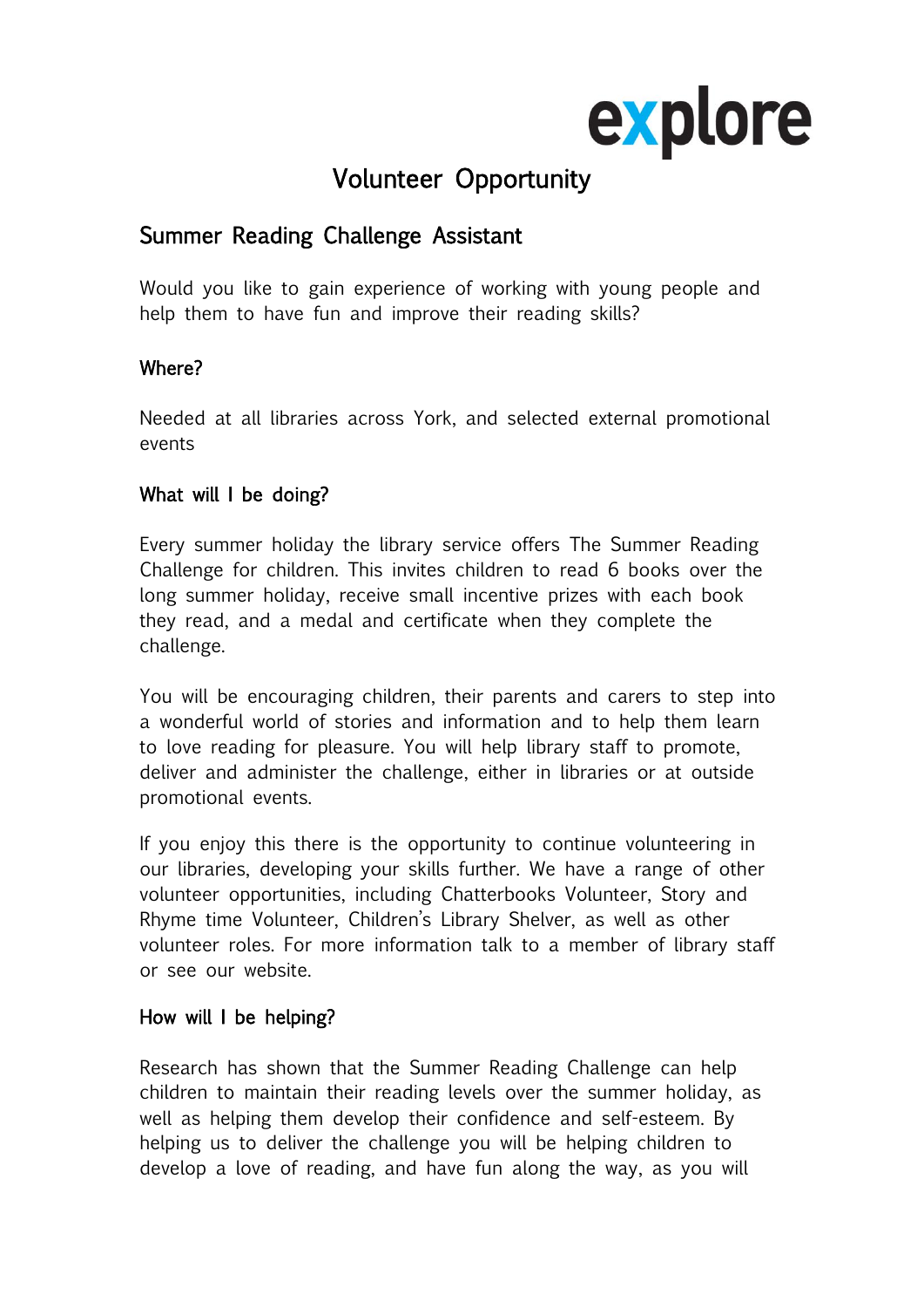explore

# Volunteer Opportunity

## Summer Reading Challenge Assistant

Would you like to gain experience of working with young people and help them to have fun and improve their reading skills?

### Where?

Needed at all libraries across York, and selected external promotional events

### What will I be doing?

Every summer holiday the library service offers The Summer Reading Challenge for children. This invites children to read 6 books over the long summer holiday, receive small incentive prizes with each book they read, and a medal and certificate when they complete the challenge.

You will be encouraging children, their parents and carers to step into a wonderful world of stories and information and to help them learn to love reading for pleasure. You will help library staff to promote, deliver and administer the challenge, either in libraries or at outside promotional events.

If you enjoy this there is the opportunity to continue volunteering in our libraries, developing your skills further. We have a range of other volunteer opportunities, including Chatterbooks Volunteer, Story and Rhyme time Volunteer, Children's Library Shelver, as well as other volunteer roles. For more information talk to a member of library staff or see our website.

### How will I be helping?

Research has shown that the Summer Reading Challenge can help children to maintain their reading levels over the summer holiday, as well as helping them develop their confidence and self-esteem. By helping us to deliver the challenge you will be helping children to develop a love of reading, and have fun along the way, as you will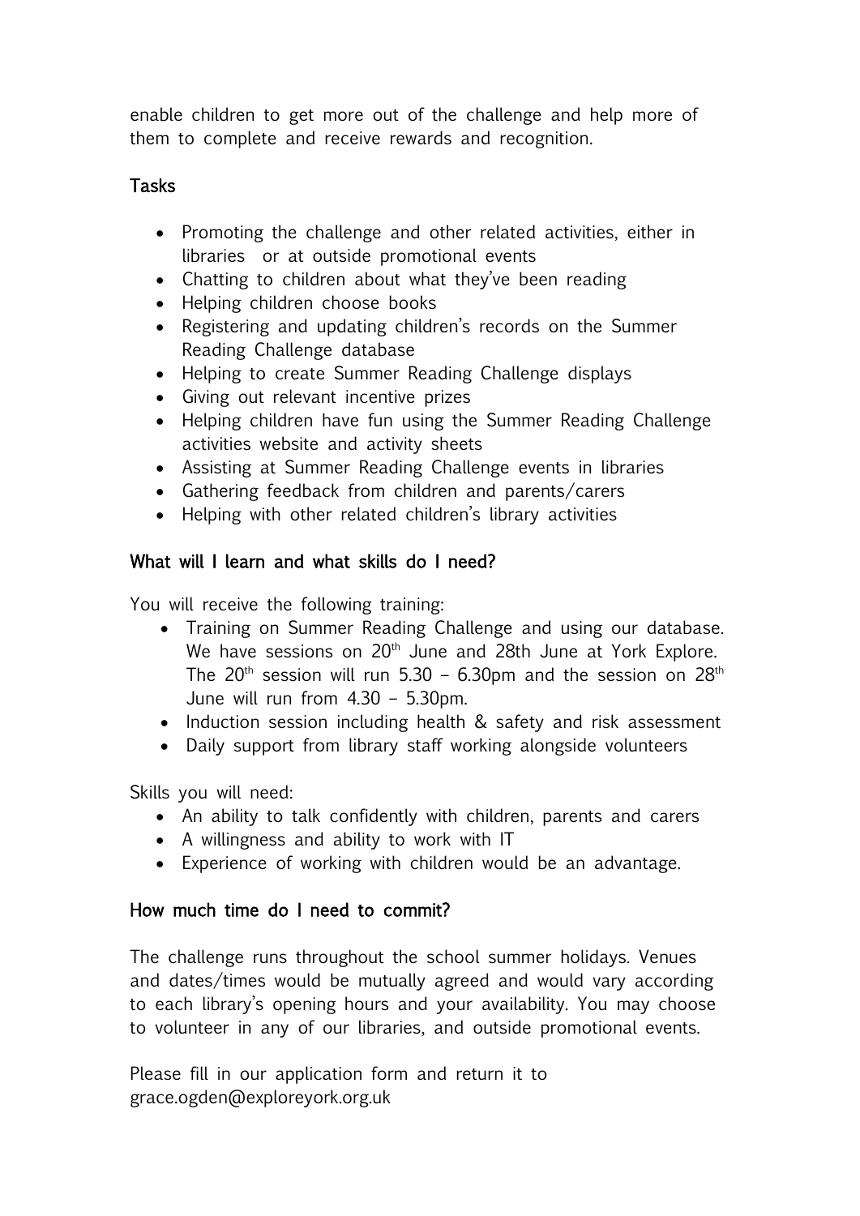enable children to get more out of the challenge and help more of them to complete and receive rewards and recognition.

## Tasks

- Promoting the challenge and other related activities, either in libraries or at outside promotional events
- Chatting to children about what they've been reading
- Helping children choose books
- Registering and updating children's records on the Summer Reading Challenge database
- Helping to create Summer Reading Challenge displays
- Giving out relevant incentive prizes
- Helping children have fun using the Summer Reading Challenge activities website and activity sheets
- Assisting at Summer Reading Challenge events in libraries
- Gathering feedback from children and parents/carers
- Helping with other related children's library activities

## What will I learn and what skills do I need?

You will receive the following training:

- Training on Summer Reading Challenge and using our database. We have sessions on 20th June and 28th June at York Explore. The 20th session will run 5.30 – 6.30pm and the session on 28th June will run from 4.30 – 5.30pm.
- Induction session including health & safety and risk assessment
- Daily support from library staff working alongside volunteers

Skills you will need:

- An ability to talk confidently with children, parents and carers
- A willingness and ability to work with IT
- Experience of working with children would be an advantage.

## How much time do I need to commit?

The challenge runs throughout the school summer holidays. Venues and dates/times would be mutually agreed and would vary according to each library's opening hours and your availability. You may choose to volunteer in any of our libraries, and outside promotional events.

Please fill in our application form and return it to grace.ogden@exploreyork.org.uk